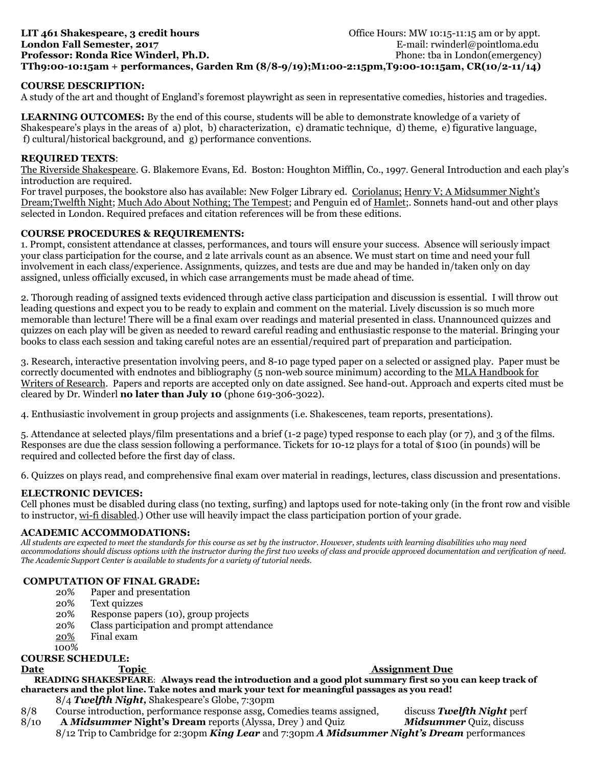**LIT 461 Shakespeare, 3 credit hours** Office Hours: MW 10:15-11:15 am or by appt.
**London Fall Semester, 2017** E-mail: rwinderl@pointloma.edu
**Professor: Ronda Rice Winderl, Ph.D.** Phone: tba in London(emergency)
**TTh9:00-10:15am + performances, Garden Rm (8/8-9/19);M1:00-2:15pm,T9:00-10:15am, CR(10/2-11/14)**

## COURSE DESCRIPTION:

A study of the art and thought of England's foremost playwright as seen in representative comedies, histories and tragedies.

**LEARNING OUTCOMES:** By the end of this course, students will be able to demonstrate knowledge of a variety of Shakespeare's plays in the areas of a) plot, b) characterization, c) dramatic technique, d) theme, e) figurative language, f) cultural/historical background, and g) performance conventions.

## REQUIRED TEXTS:

The Riverside Shakespeare. G. Blakemore Evans, Ed. Boston: Houghton Mifflin, Co., 1997. General Introduction and each play's introduction are required.
For travel purposes, the bookstore also has available: New Folger Library ed. Coriolanus; Henry V; A Midsummer Night's Dream;Twelfth Night; Much Ado About Nothing; The Tempest; and Penguin ed of Hamlet;. Sonnets hand-out and other plays selected in London. Required prefaces and citation references will be from these editions.

## COURSE PROCEDURES & REQUIREMENTS:

1. Prompt, consistent attendance at classes, performances, and tours will ensure your success. Absence will seriously impact your class participation for the course, and 2 late arrivals count as an absence. We must start on time and need your full involvement in each class/experience. Assignments, quizzes, and tests are due and may be handed in/taken only on day assigned, unless officially excused, in which case arrangements must be made ahead of time.

2. Thorough reading of assigned texts evidenced through active class participation and discussion is essential. I will throw out leading questions and expect you to be ready to explain and comment on the material. Lively discussion is so much more memorable than lecture! There will be a final exam over readings and material presented in class. Unannounced quizzes and quizzes on each play will be given as needed to reward careful reading and enthusiastic response to the material. Bringing your books to class each session and taking careful notes are an essential/required part of preparation and participation.

3. Research, interactive presentation involving peers, and 8-10 page typed paper on a selected or assigned play. Paper must be correctly documented with endnotes and bibliography (5 non-web source minimum) according to the MLA Handbook for Writers of Research. Papers and reports are accepted only on date assigned. See hand-out. Approach and experts cited must be cleared by Dr. Winderl **no later than July 10** (phone 619-306-3022).

4. Enthusiastic involvement in group projects and assignments (i.e. Shakescenes, team reports, presentations).

5. Attendance at selected plays/film presentations and a brief (1-2 page) typed response to each play (or 7), and 3 of the films. Responses are due the class session following a performance. Tickets for 10-12 plays for a total of $100 (in pounds) will be required and collected before the first day of class.

6. Quizzes on plays read, and comprehensive final exam over material in readings, lectures, class discussion and presentations.

## ELECTRONIC DEVICES:

Cell phones must be disabled during class (no texting, surfing) and laptops used for note-taking only (in the front row and visible to instructor, wi-fi disabled.) Other use will heavily impact the class participation portion of your grade.

## ACADEMIC ACCOMMODATIONS:

*All students are expected to meet the standards for this course as set by the instructor. However, students with learning disabilities who may need accommodations should discuss options with the instructor during the first two weeks of class and provide approved documentation and verification of need. The Academic Support Center is available to students for a variety of tutorial needs.*

## COMPUTATION OF FINAL GRADE:

| | |
|---|---|
| 20% | Paper and presentation |
| 20% | Text quizzes |
| 20% | Response papers (10), group projects |
| 20% | Class participation and prompt attendance |
| 20% | Final exam |
| 100% | |

## COURSE SCHEDULE:

| Date | Topic | Assignment Due |
|---|---|---|

**READING SHAKESPEARE**: **Always read the introduction and a good plot summary first so you can keep track of characters and the plot line. Take notes and mark your text for meaningful passages as you read!**

8/4 ***Twelfth Night,*** Shakespeare's Globe, 7:30pm

| | | |
|---|---|---|
| 8/8 | Course introduction, performance response assg, Comedies teams assigned, | discuss ***Twelfth Night*** perf |
| 8/10 | **A *Midsummer* Night's Dream** reports (Alyssa, Drey ) and Quiz | ***Midsummer*** Quiz, discuss |

8/12 Trip to Cambridge for 2:30pm ***King Lear*** and 7:30pm ***A Midsummer Night's Dream*** performances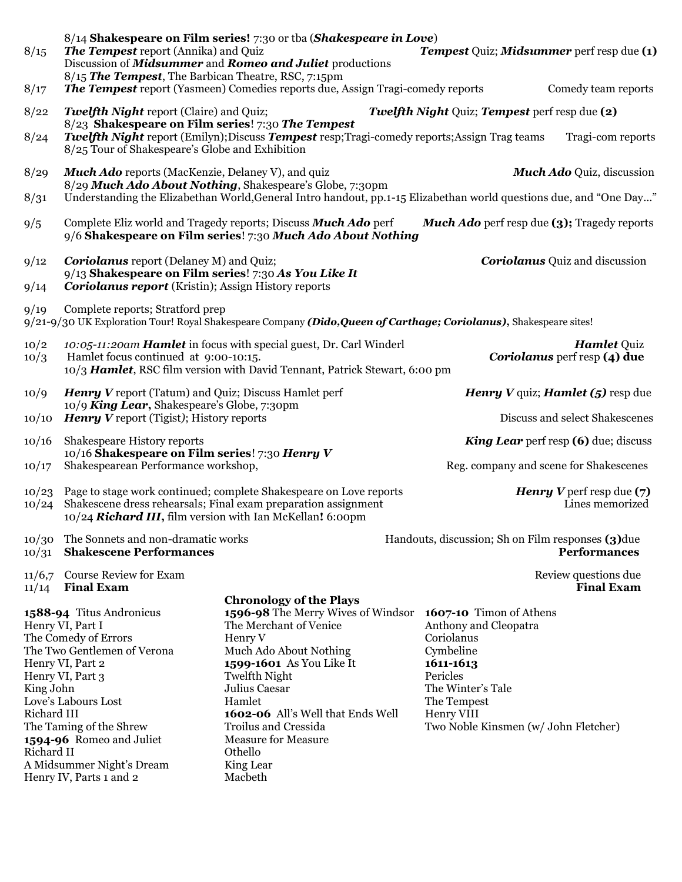| | | |
|---|---|---|
| | 8/14 **Shakespeare on Film series!** 7:30 or tba (***Shakespeare in Love***) | |
| 8/15 | ***The Tempest*** report (Annika) and Quiz<br>Discussion of ***Midsummer*** and ***Romeo and Juliet*** productions<br>8/15 ***The Tempest***, The Barbican Theatre, RSC, 7:15pm | ***Tempest*** Quiz; ***Midsummer*** perf resp due **(1)** |
| 8/17 | ***The Tempest*** report (Yasmeen) Comedies reports due, Assign Tragi-comedy reports | Comedy team reports |
| 8/22 | ***Twelfth Night*** report (Claire) and Quiz;<br>8/23 **Shakespeare on Film series**! 7:30 ***The Tempest*** | ***Twelfth Night*** Quiz; ***Tempest*** perf resp due **(2)** |
| 8/24 | ***Twelfth Night*** report (Emilyn);Discuss ***Tempest*** resp;Tragi-comedy reports;Assign Trag teams<br>8/25 Tour of Shakespeare's Globe and Exhibition | Tragi-com reports |
| 8/29 | ***Much Ado*** reports (MacKenzie, Delaney V), and quiz<br>8/29 ***Much Ado About Nothing***, Shakespeare's Globe, 7:30pm | ***Much Ado*** Quiz, discussion |
| 8/31 | Understanding the Elizabethan World,General Intro handout, pp.1-15 Elizabethan world questions due, and "One Day…" | |
| 9/5 | Complete Eliz world and Tragedy reports; Discuss ***Much Ado*** perf<br>9/6 **Shakespeare on Film series**! 7:30 ***Much Ado About Nothing*** | ***Much Ado*** perf resp due **(3);** Tragedy reports |
| 9/12 | ***Coriolanus*** report (Delaney M) and Quiz;<br>9/13 **Shakespeare on Film series**! 7:30 ***As You Like It*** | ***Coriolanus*** Quiz and discussion |
| 9/14 | ***Coriolanus report*** (Kristin); Assign History reports | |
| 9/19 | Complete reports; Stratford prep | |
| | 9/21-9/30 UK Exploration Tour! Royal Shakespeare Company ***(Dido,Queen of Carthage; Coriolanus)***, Shakespeare sites! | |
| 10/2 | *10:05-11:20am* ***Hamlet*** in focus with special guest, Dr. Carl Winderl | ***Hamlet*** Quiz |
| 10/3 | Hamlet focus continued at 9:00-10:15.<br>10/3 ***Hamlet***, RSC film version with David Tennant, Patrick Stewart, 6:00 pm | ***Coriolanus*** perf resp **(4) due** |
| 10/9 | ***Henry V*** report (Tatum) and Quiz; Discuss Hamlet perf<br>10/9 ***King Lear***, Shakespeare's Globe, 7:30pm | ***Henry V*** quiz; ***Hamlet (5)*** resp due |
| 10/10 | ***Henry V*** report (Tigist*)*; History reports | Discuss and select Shakescenes |
| 10/16 | Shakespeare History reports<br>10/16 **Shakespeare on Film series**! 7:30 ***Henry V*** | ***King Lear*** perf resp **(6)** due; discuss |
| 10/17 | Shakespearean Performance workshop, | Reg. company and scene for Shakescenes |
| 10/23 | Page to stage work continued; complete Shakespeare on Love reports | ***Henry V*** perf resp due **(7)** |
| 10/24 | Shakescene dress rehearsals; Final exam preparation assignment<br>10/24 ***Richard III***, film version with Ian McKellan**!** 6:00pm | Lines memorized |
| 10/30 | The Sonnets and non-dramatic works | Handouts, discussion; Sh on Film responses **(3)**due |
| 10/31 | **Shakescene Performances** | **Performances** |
| 11/6,7 | Course Review for Exam | Review questions due |
| 11/14 | **Final Exam** | **Final Exam** |

**Chronology of the Plays**

**1588-94** Titus Andronicus
Henry VI, Part I
The Comedy of Errors
The Two Gentlemen of Verona
Henry VI, Part 2
Henry VI, Part 3
King John
Love's Labours Lost
Richard III
The Taming of the Shrew
**1594-96** Romeo and Juliet
Richard II
A Midsummer Night's Dream
Henry IV, Parts 1 and 2

**1596-98** The Merry Wives of Windsor
The Merchant of Venice
Henry V
Much Ado About Nothing
**1599-1601** As You Like It
Twelfth Night
Julius Caesar
Hamlet
**1602-06** All's Well that Ends Well
Troilus and Cressida
Measure for Measure
Othello
King Lear
Macbeth

**1607-10** Timon of Athens
Anthony and Cleopatra
Coriolanus
Cymbeline
**1611-1613**
Pericles
The Winter's Tale
The Tempest
Henry VIII
Two Noble Kinsmen (w/ John Fletcher)